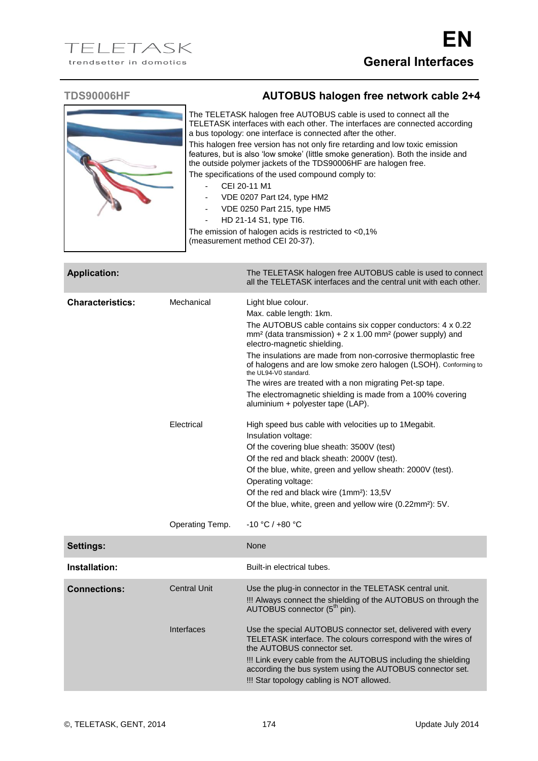TELETASK
trendsetter in domotics

# EN
## General Interfaces

## TDS90006HF — AUTOBUS halogen free network cable 2+4

The TELETASK halogen free AUTOBUS cable is used to connect all the TELETASK interfaces with each other. The interfaces are connected according a bus topology: one interface is connected after the other.

This halogen free version has not only fire retarding and low toxic emission features, but is also 'low smoke' (little smoke generation). Both the inside and the outside polymer jackets of the TDS90006HF are halogen free.

The specifications of the used compound comply to:

- CEI 20-11 M1
- VDE 0207 Part t24, type HM2
- VDE 0250 Part 215, type HM5
- HD 21-14 S1, type TI6.

The emission of halogen acids is restricted to <0,1% (measurement method CEI 20-37).

| | | |
|---|---|---|
| **Application:** | | The TELETASK halogen free AUTOBUS cable is used to connect all the TELETASK interfaces and the central unit with each other. |
| **Characteristics:** | Mechanical | Light blue colour.<br>Max. cable length: 1km.<br>The AUTOBUS cable contains six copper conductors: 4 x 0.22 mm² (data transmission) + 2 x 1.00 mm² (power supply) and electro-magnetic shielding.<br>The insulations are made from non-corrosive thermoplastic free of halogens and are low smoke zero halogen (LSOH). Conforming to the UL94-V0 standard.<br>The wires are treated with a non migrating Pet-sp tape.<br>The electromagnetic shielding is made from a 100% covering aluminium + polyester tape (LAP). |
| | Electrical | High speed bus cable with velocities up to 1Megabit.<br>Insulation voltage:<br>Of the covering blue sheath: 3500V (test)<br>Of the red and black sheath: 2000V (test).<br>Of the blue, white, green and yellow sheath: 2000V (test).<br>Operating voltage:<br>Of the red and black wire (1mm²): 13,5V<br>Of the blue, white, green and yellow wire (0.22mm²): 5V. |
| | Operating Temp. | -10 °C / +80 °C |
| **Settings:** | | None |
| **Installation:** | | Built-in electrical tubes. |
| **Connections:** | Central Unit | Use the plug-in connector in the TELETASK central unit.<br>!!! Always connect the shielding of the AUTOBUS on through the AUTOBUS connector (5th pin). |
| | Interfaces | Use the special AUTOBUS connector set, delivered with every TELETASK interface. The colours correspond with the wires of the AUTOBUS connector set.<br>!!! Link every cable from the AUTOBUS including the shielding according the bus system using the AUTOBUS connector set.<br>!!! Star topology cabling is NOT allowed. |

©, TELETASK, GENT, 2014 — Update July 2014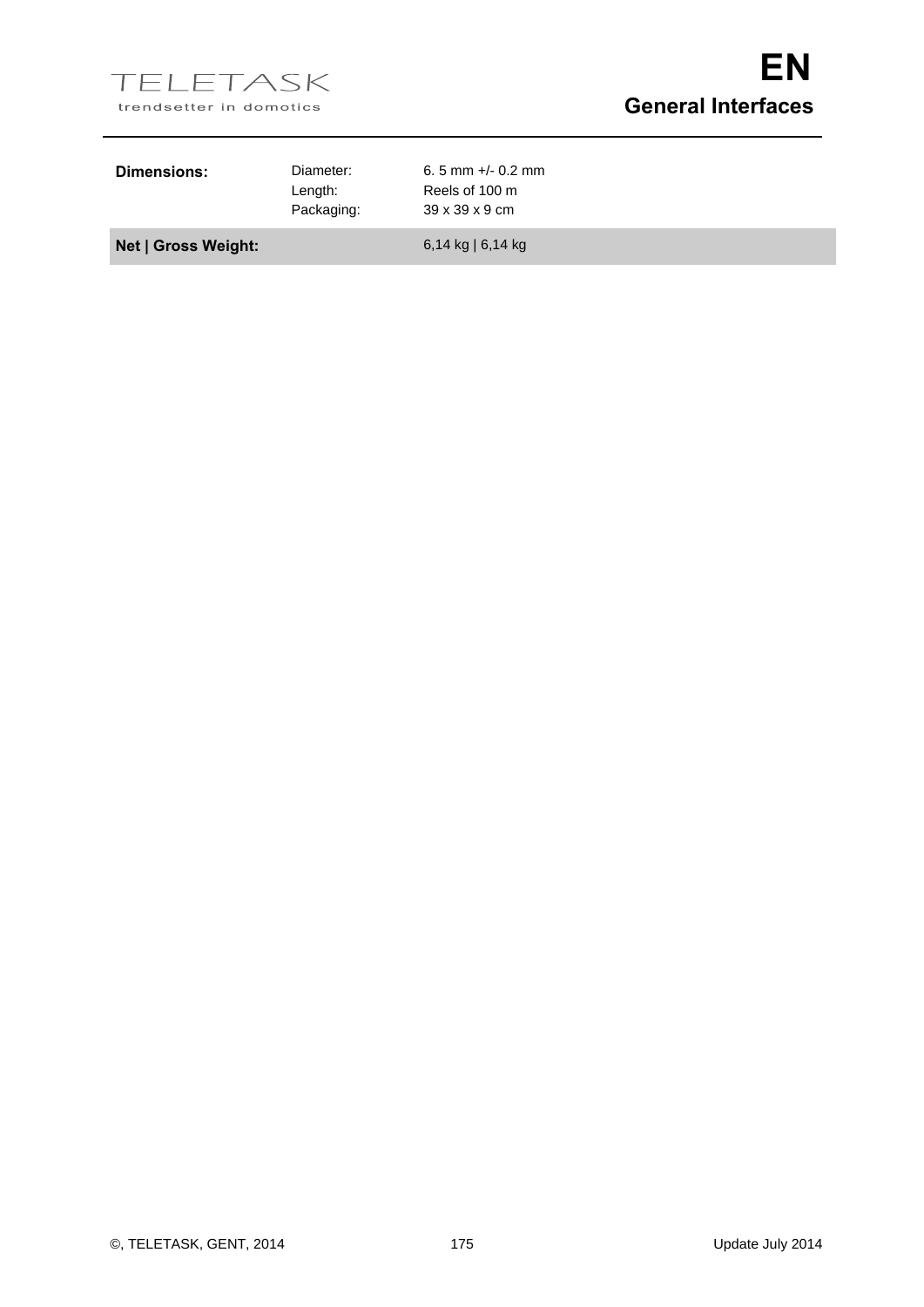| | | |
|---|---|---|
| **Dimensions:** | Diameter: | 6. 5 mm +/- 0.2 mm |
| | Length: | Reels of 100 m |
| | Packaging: | 39 x 39 x 9 cm |
| **Net \| Gross Weight:** | | 6,14 kg \| 6,14 kg |